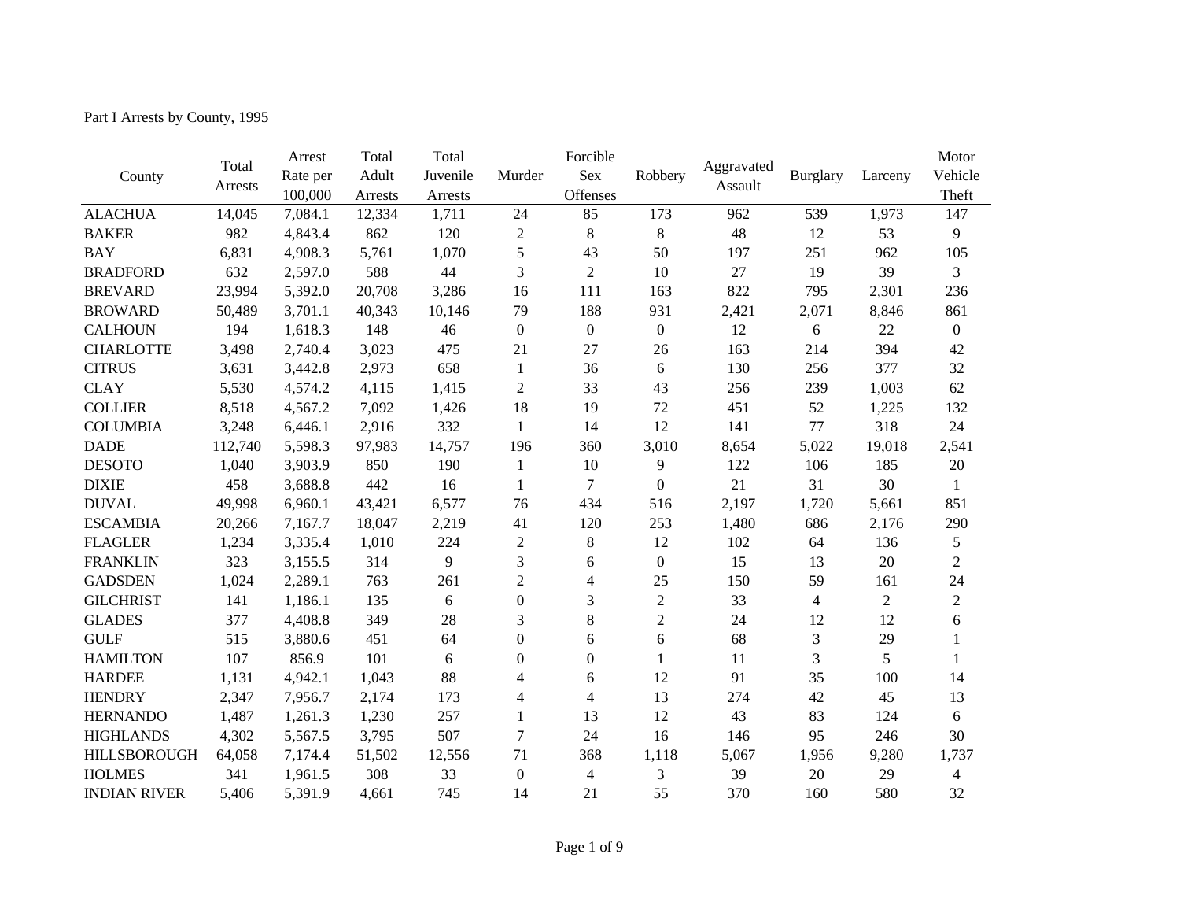Part I Arrests by County, 1995

| County | Total Arrests | Arrest Rate per 100,000 | Total Adult Arrests | Total Juvenile Arrests | Murder | Forcible Sex Offenses | Robbery | Aggravated Assault | Burglary | Larceny | Motor Vehicle Theft |
|---|---|---|---|---|---|---|---|---|---|---|---|
| ALACHUA | 14,045 | 7,084.1 | 12,334 | 1,711 | 24 | 85 | 173 | 962 | 539 | 1,973 | 147 |
| BAKER | 982 | 4,843.4 | 862 | 120 | 2 | 8 | 8 | 48 | 12 | 53 | 9 |
| BAY | 6,831 | 4,908.3 | 5,761 | 1,070 | 5 | 43 | 50 | 197 | 251 | 962 | 105 |
| BRADFORD | 632 | 2,597.0 | 588 | 44 | 3 | 2 | 10 | 27 | 19 | 39 | 3 |
| BREVARD | 23,994 | 5,392.0 | 20,708 | 3,286 | 16 | 111 | 163 | 822 | 795 | 2,301 | 236 |
| BROWARD | 50,489 | 3,701.1 | 40,343 | 10,146 | 79 | 188 | 931 | 2,421 | 2,071 | 8,846 | 861 |
| CALHOUN | 194 | 1,618.3 | 148 | 46 | 0 | 0 | 0 | 12 | 6 | 22 | 0 |
| CHARLOTTE | 3,498 | 2,740.4 | 3,023 | 475 | 21 | 27 | 26 | 163 | 214 | 394 | 42 |
| CITRUS | 3,631 | 3,442.8 | 2,973 | 658 | 1 | 36 | 6 | 130 | 256 | 377 | 32 |
| CLAY | 5,530 | 4,574.2 | 4,115 | 1,415 | 2 | 33 | 43 | 256 | 239 | 1,003 | 62 |
| COLLIER | 8,518 | 4,567.2 | 7,092 | 1,426 | 18 | 19 | 72 | 451 | 52 | 1,225 | 132 |
| COLUMBIA | 3,248 | 6,446.1 | 2,916 | 332 | 1 | 14 | 12 | 141 | 77 | 318 | 24 |
| DADE | 112,740 | 5,598.3 | 97,983 | 14,757 | 196 | 360 | 3,010 | 8,654 | 5,022 | 19,018 | 2,541 |
| DESOTO | 1,040 | 3,903.9 | 850 | 190 | 1 | 10 | 9 | 122 | 106 | 185 | 20 |
| DIXIE | 458 | 3,688.8 | 442 | 16 | 1 | 7 | 0 | 21 | 31 | 30 | 1 |
| DUVAL | 49,998 | 6,960.1 | 43,421 | 6,577 | 76 | 434 | 516 | 2,197 | 1,720 | 5,661 | 851 |
| ESCAMBIA | 20,266 | 7,167.7 | 18,047 | 2,219 | 41 | 120 | 253 | 1,480 | 686 | 2,176 | 290 |
| FLAGLER | 1,234 | 3,335.4 | 1,010 | 224 | 2 | 8 | 12 | 102 | 64 | 136 | 5 |
| FRANKLIN | 323 | 3,155.5 | 314 | 9 | 3 | 6 | 0 | 15 | 13 | 20 | 2 |
| GADSDEN | 1,024 | 2,289.1 | 763 | 261 | 2 | 4 | 25 | 150 | 59 | 161 | 24 |
| GILCHRIST | 141 | 1,186.1 | 135 | 6 | 0 | 3 | 2 | 33 | 4 | 2 | 2 |
| GLADES | 377 | 4,408.8 | 349 | 28 | 3 | 8 | 2 | 24 | 12 | 12 | 6 |
| GULF | 515 | 3,880.6 | 451 | 64 | 0 | 6 | 6 | 68 | 3 | 29 | 1 |
| HAMILTON | 107 | 856.9 | 101 | 6 | 0 | 0 | 1 | 11 | 3 | 5 | 1 |
| HARDEE | 1,131 | 4,942.1 | 1,043 | 88 | 4 | 6 | 12 | 91 | 35 | 100 | 14 |
| HENDRY | 2,347 | 7,956.7 | 2,174 | 173 | 4 | 4 | 13 | 274 | 42 | 45 | 13 |
| HERNANDO | 1,487 | 1,261.3 | 1,230 | 257 | 1 | 13 | 12 | 43 | 83 | 124 | 6 |
| HIGHLANDS | 4,302 | 5,567.5 | 3,795 | 507 | 7 | 24 | 16 | 146 | 95 | 246 | 30 |
| HILLSBOROUGH | 64,058 | 7,174.4 | 51,502 | 12,556 | 71 | 368 | 1,118 | 5,067 | 1,956 | 9,280 | 1,737 |
| HOLMES | 341 | 1,961.5 | 308 | 33 | 0 | 4 | 3 | 39 | 20 | 29 | 4 |
| INDIAN RIVER | 5,406 | 5,391.9 | 4,661 | 745 | 14 | 21 | 55 | 370 | 160 | 580 | 32 |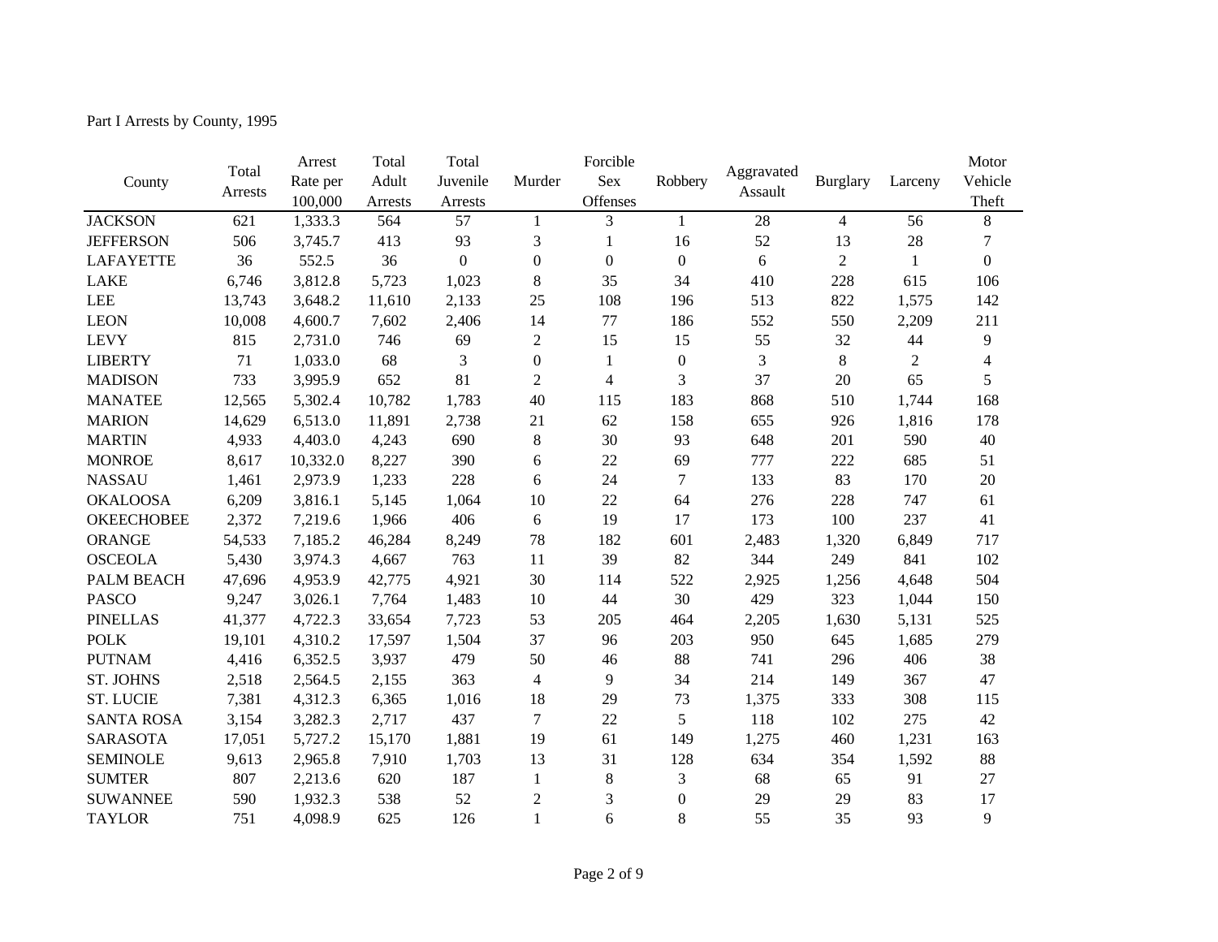Part I Arrests by County, 1995

| County | Total Arrests | Arrest Rate per 100,000 | Total Adult Arrests | Total Juvenile Arrests | Murder | Forcible Sex Offenses | Robbery | Aggravated Assault | Burglary | Larceny | Motor Vehicle Theft |
|---|---|---|---|---|---|---|---|---|---|---|---|
| JACKSON | 621 | 1,333.3 | 564 | 57 | 1 | 3 | 1 | 28 | 4 | 56 | 8 |
| JEFFERSON | 506 | 3,745.7 | 413 | 93 | 3 | 1 | 16 | 52 | 13 | 28 | 7 |
| LAFAYETTE | 36 | 552.5 | 36 | 0 | 0 | 0 | 0 | 6 | 2 | 1 | 0 |
| LAKE | 6,746 | 3,812.8 | 5,723 | 1,023 | 8 | 35 | 34 | 410 | 228 | 615 | 106 |
| LEE | 13,743 | 3,648.2 | 11,610 | 2,133 | 25 | 108 | 196 | 513 | 822 | 1,575 | 142 |
| LEON | 10,008 | 4,600.7 | 7,602 | 2,406 | 14 | 77 | 186 | 552 | 550 | 2,209 | 211 |
| LEVY | 815 | 2,731.0 | 746 | 69 | 2 | 15 | 15 | 55 | 32 | 44 | 9 |
| LIBERTY | 71 | 1,033.0 | 68 | 3 | 0 | 1 | 0 | 3 | 8 | 2 | 4 |
| MADISON | 733 | 3,995.9 | 652 | 81 | 2 | 4 | 3 | 37 | 20 | 65 | 5 |
| MANATEE | 12,565 | 5,302.4 | 10,782 | 1,783 | 40 | 115 | 183 | 868 | 510 | 1,744 | 168 |
| MARION | 14,629 | 6,513.0 | 11,891 | 2,738 | 21 | 62 | 158 | 655 | 926 | 1,816 | 178 |
| MARTIN | 4,933 | 4,403.0 | 4,243 | 690 | 8 | 30 | 93 | 648 | 201 | 590 | 40 |
| MONROE | 8,617 | 10,332.0 | 8,227 | 390 | 6 | 22 | 69 | 777 | 222 | 685 | 51 |
| NASSAU | 1,461 | 2,973.9 | 1,233 | 228 | 6 | 24 | 7 | 133 | 83 | 170 | 20 |
| OKALOOSA | 6,209 | 3,816.1 | 5,145 | 1,064 | 10 | 22 | 64 | 276 | 228 | 747 | 61 |
| OKEECHOBEE | 2,372 | 7,219.6 | 1,966 | 406 | 6 | 19 | 17 | 173 | 100 | 237 | 41 |
| ORANGE | 54,533 | 7,185.2 | 46,284 | 8,249 | 78 | 182 | 601 | 2,483 | 1,320 | 6,849 | 717 |
| OSCEOLA | 5,430 | 3,974.3 | 4,667 | 763 | 11 | 39 | 82 | 344 | 249 | 841 | 102 |
| PALM BEACH | 47,696 | 4,953.9 | 42,775 | 4,921 | 30 | 114 | 522 | 2,925 | 1,256 | 4,648 | 504 |
| PASCO | 9,247 | 3,026.1 | 7,764 | 1,483 | 10 | 44 | 30 | 429 | 323 | 1,044 | 150 |
| PINELLAS | 41,377 | 4,722.3 | 33,654 | 7,723 | 53 | 205 | 464 | 2,205 | 1,630 | 5,131 | 525 |
| POLK | 19,101 | 4,310.2 | 17,597 | 1,504 | 37 | 96 | 203 | 950 | 645 | 1,685 | 279 |
| PUTNAM | 4,416 | 6,352.5 | 3,937 | 479 | 50 | 46 | 88 | 741 | 296 | 406 | 38 |
| ST. JOHNS | 2,518 | 2,564.5 | 2,155 | 363 | 4 | 9 | 34 | 214 | 149 | 367 | 47 |
| ST. LUCIE | 7,381 | 4,312.3 | 6,365 | 1,016 | 18 | 29 | 73 | 1,375 | 333 | 308 | 115 |
| SANTA ROSA | 3,154 | 3,282.3 | 2,717 | 437 | 7 | 22 | 5 | 118 | 102 | 275 | 42 |
| SARASOTA | 17,051 | 5,727.2 | 15,170 | 1,881 | 19 | 61 | 149 | 1,275 | 460 | 1,231 | 163 |
| SEMINOLE | 9,613 | 2,965.8 | 7,910 | 1,703 | 13 | 31 | 128 | 634 | 354 | 1,592 | 88 |
| SUMTER | 807 | 2,213.6 | 620 | 187 | 1 | 8 | 3 | 68 | 65 | 91 | 27 |
| SUWANNEE | 590 | 1,932.3 | 538 | 52 | 2 | 3 | 0 | 29 | 29 | 83 | 17 |
| TAYLOR | 751 | 4,098.9 | 625 | 126 | 1 | 6 | 8 | 55 | 35 | 93 | 9 |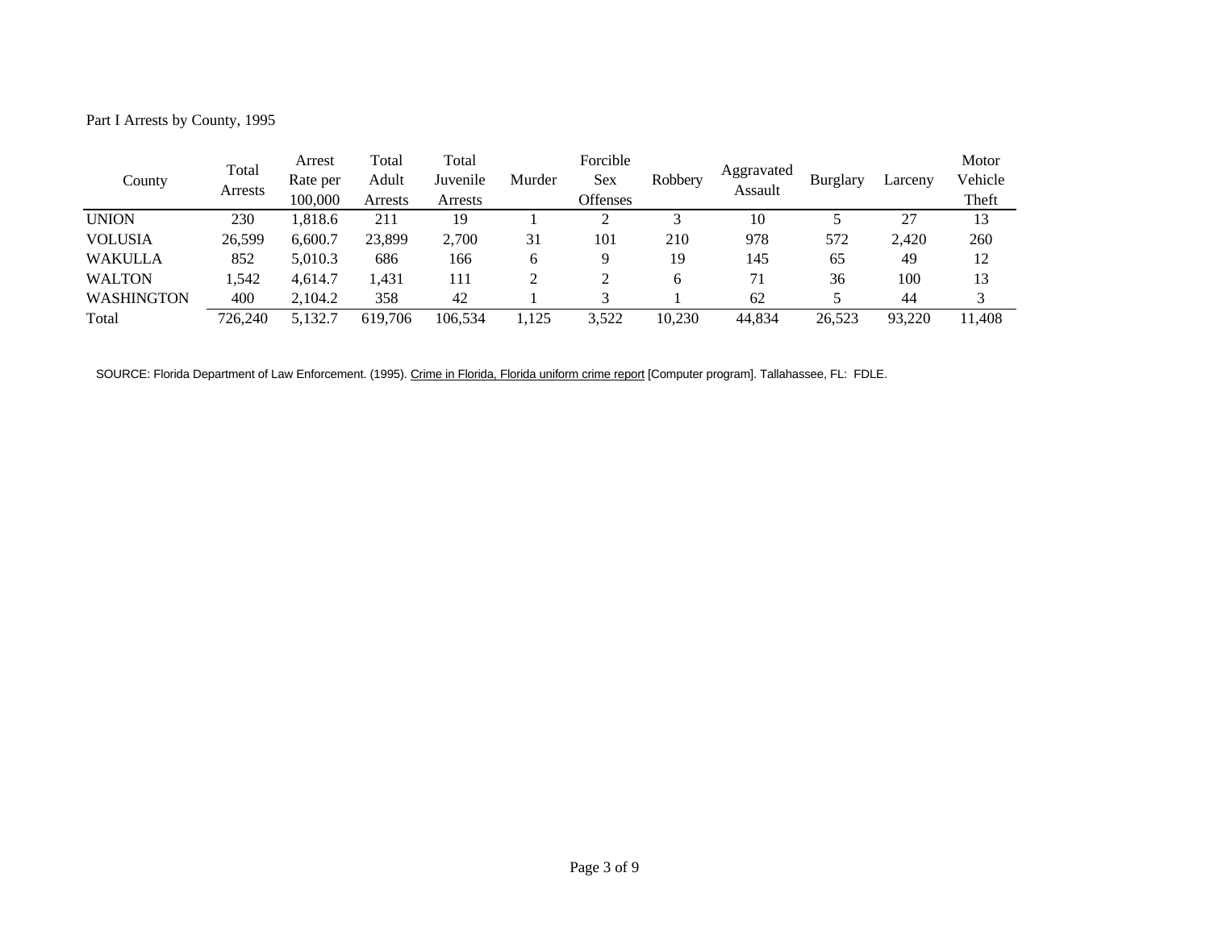Part I Arrests by County, 1995

| County | Total Arrests | Arrest Rate per 100,000 | Total Adult Arrests | Total Juvenile Arrests | Murder | Forcible Sex Offenses | Robbery | Aggravated Assault | Burglary | Larceny | Motor Vehicle Theft |
|---|---|---|---|---|---|---|---|---|---|---|---|
| UNION | 230 | 1,818.6 | 211 | 19 | 1 | 2 | 3 | 10 | 5 | 27 | 13 |
| VOLUSIA | 26,599 | 6,600.7 | 23,899 | 2,700 | 31 | 101 | 210 | 978 | 572 | 2,420 | 260 |
| WAKULLA | 852 | 5,010.3 | 686 | 166 | 6 | 9 | 19 | 145 | 65 | 49 | 12 |
| WALTON | 1,542 | 4,614.7 | 1,431 | 111 | 2 | 2 | 6 | 71 | 36 | 100 | 13 |
| WASHINGTON | 400 | 2,104.2 | 358 | 42 | 1 | 3 | 1 | 62 | 5 | 44 | 3 |
| Total | 726,240 | 5,132.7 | 619,706 | 106,534 | 1,125 | 3,522 | 10,230 | 44,834 | 26,523 | 93,220 | 11,408 |

SOURCE: Florida Department of Law Enforcement. (1995). Crime in Florida, Florida uniform crime report [Computer program]. Tallahassee, FL: FDLE.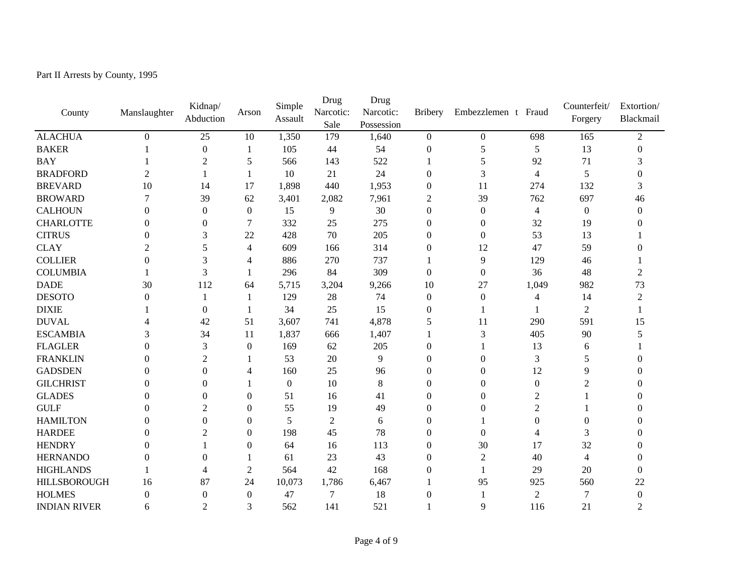Part II Arrests by County, 1995

| County | Manslaughter | Kidnap/ Abduction | Arson | Simple Assault | Drug Narcotic: Sale | Drug Narcotic: Possession | Bribery | Embezzlemen t | Fraud | Counterfeit/ Forgery | Extortion/ Blackmail |
|---|---|---|---|---|---|---|---|---|---|---|---|
| ALACHUA | 0 | 25 | 10 | 1,350 | 179 | 1,640 | 0 | 0 | 698 | 165 | 2 |
| BAKER | 1 | 0 | 1 | 105 | 44 | 54 | 0 | 5 | 5 | 13 | 0 |
| BAY | 1 | 2 | 5 | 566 | 143 | 522 | 1 | 5 | 92 | 71 | 3 |
| BRADFORD | 2 | 1 | 1 | 10 | 21 | 24 | 0 | 3 | 4 | 5 | 0 |
| BREVARD | 10 | 14 | 17 | 1,898 | 440 | 1,953 | 0 | 11 | 274 | 132 | 3 |
| BROWARD | 7 | 39 | 62 | 3,401 | 2,082 | 7,961 | 2 | 39 | 762 | 697 | 46 |
| CALHOUN | 0 | 0 | 0 | 15 | 9 | 30 | 0 | 0 | 4 | 0 | 0 |
| CHARLOTTE | 0 | 0 | 7 | 332 | 25 | 275 | 0 | 0 | 32 | 19 | 0 |
| CITRUS | 0 | 3 | 22 | 428 | 70 | 205 | 0 | 0 | 53 | 13 | 1 |
| CLAY | 2 | 5 | 4 | 609 | 166 | 314 | 0 | 12 | 47 | 59 | 0 |
| COLLIER | 0 | 3 | 4 | 886 | 270 | 737 | 1 | 9 | 129 | 46 | 1 |
| COLUMBIA | 1 | 3 | 1 | 296 | 84 | 309 | 0 | 0 | 36 | 48 | 2 |
| DADE | 30 | 112 | 64 | 5,715 | 3,204 | 9,266 | 10 | 27 | 1,049 | 982 | 73 |
| DESOTO | 0 | 1 | 1 | 129 | 28 | 74 | 0 | 0 | 4 | 14 | 2 |
| DIXIE | 1 | 0 | 1 | 34 | 25 | 15 | 0 | 1 | 1 | 2 | 1 |
| DUVAL | 4 | 42 | 51 | 3,607 | 741 | 4,878 | 5 | 11 | 290 | 591 | 15 |
| ESCAMBIA | 3 | 34 | 11 | 1,837 | 666 | 1,407 | 1 | 3 | 405 | 90 | 5 |
| FLAGLER | 0 | 3 | 0 | 169 | 62 | 205 | 0 | 1 | 13 | 6 | 1 |
| FRANKLIN | 0 | 2 | 1 | 53 | 20 | 9 | 0 | 0 | 3 | 5 | 0 |
| GADSDEN | 0 | 0 | 4 | 160 | 25 | 96 | 0 | 0 | 12 | 9 | 0 |
| GILCHRIST | 0 | 0 | 1 | 0 | 10 | 8 | 0 | 0 | 0 | 2 | 0 |
| GLADES | 0 | 0 | 0 | 51 | 16 | 41 | 0 | 0 | 2 | 1 | 0 |
| GULF | 0 | 2 | 0 | 55 | 19 | 49 | 0 | 0 | 2 | 1 | 0 |
| HAMILTON | 0 | 0 | 0 | 5 | 2 | 6 | 0 | 1 | 0 | 0 | 0 |
| HARDEE | 0 | 2 | 0 | 198 | 45 | 78 | 0 | 0 | 4 | 3 | 0 |
| HENDRY | 0 | 1 | 0 | 64 | 16 | 113 | 0 | 30 | 17 | 32 | 0 |
| HERNANDO | 0 | 0 | 1 | 61 | 23 | 43 | 0 | 2 | 40 | 4 | 0 |
| HIGHLANDS | 1 | 4 | 2 | 564 | 42 | 168 | 0 | 1 | 29 | 20 | 0 |
| HILLSBOROUGH | 16 | 87 | 24 | 10,073 | 1,786 | 6,467 | 1 | 95 | 925 | 560 | 22 |
| HOLMES | 0 | 0 | 0 | 47 | 7 | 18 | 0 | 1 | 2 | 7 | 0 |
| INDIAN RIVER | 6 | 2 | 3 | 562 | 141 | 521 | 1 | 9 | 116 | 21 | 2 |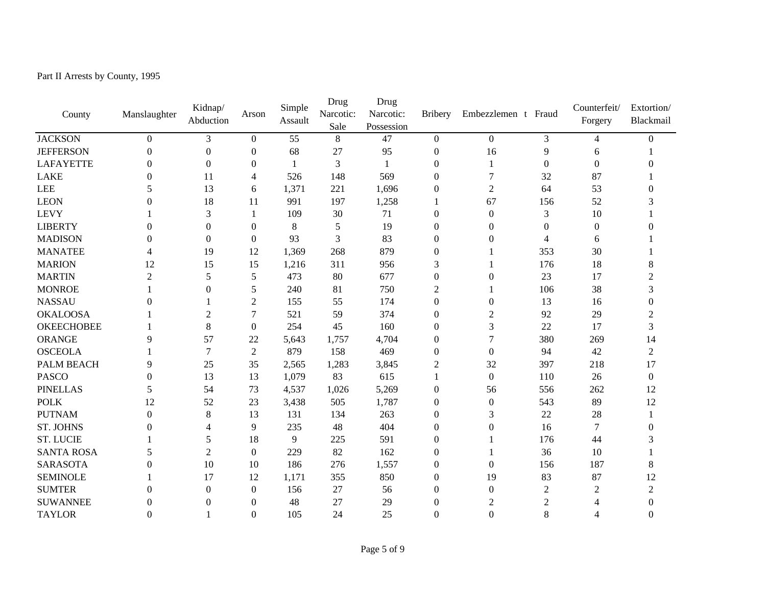Part II Arrests by County, 1995

| County | Manslaughter | Kidnap/ Abduction | Arson | Simple Assault | Drug Narcotic: Sale | Drug Narcotic: Possession | Bribery | Embezzlemen t | Fraud | Counterfeit/ Forgery | Extortion/ Blackmail |
|---|---|---|---|---|---|---|---|---|---|---|---|
| JACKSON | 0 | 3 | 0 | 55 | 8 | 47 | 0 | 0 | 3 | 4 | 0 |
| JEFFERSON | 0 | 0 | 0 | 68 | 27 | 95 | 0 | 16 | 9 | 6 | 1 |
| LAFAYETTE | 0 | 0 | 0 | 1 | 3 | 1 | 0 | 1 | 0 | 0 | 0 |
| LAKE | 0 | 11 | 4 | 526 | 148 | 569 | 0 | 7 | 32 | 87 | 1 |
| LEE | 5 | 13 | 6 | 1,371 | 221 | 1,696 | 0 | 2 | 64 | 53 | 0 |
| LEON | 0 | 18 | 11 | 991 | 197 | 1,258 | 1 | 67 | 156 | 52 | 3 |
| LEVY | 1 | 3 | 1 | 109 | 30 | 71 | 0 | 0 | 3 | 10 | 1 |
| LIBERTY | 0 | 0 | 0 | 8 | 5 | 19 | 0 | 0 | 0 | 0 | 0 |
| MADISON | 0 | 0 | 0 | 93 | 3 | 83 | 0 | 0 | 4 | 6 | 1 |
| MANATEE | 4 | 19 | 12 | 1,369 | 268 | 879 | 0 | 1 | 353 | 30 | 1 |
| MARION | 12 | 15 | 15 | 1,216 | 311 | 956 | 3 | 1 | 176 | 18 | 8 |
| MARTIN | 2 | 5 | 5 | 473 | 80 | 677 | 0 | 0 | 23 | 17 | 2 |
| MONROE | 1 | 0 | 5 | 240 | 81 | 750 | 2 | 1 | 106 | 38 | 3 |
| NASSAU | 0 | 1 | 2 | 155 | 55 | 174 | 0 | 0 | 13 | 16 | 0 |
| OKALOOSA | 1 | 2 | 7 | 521 | 59 | 374 | 0 | 2 | 92 | 29 | 2 |
| OKEECHOBEE | 1 | 8 | 0 | 254 | 45 | 160 | 0 | 3 | 22 | 17 | 3 |
| ORANGE | 9 | 57 | 22 | 5,643 | 1,757 | 4,704 | 0 | 7 | 380 | 269 | 14 |
| OSCEOLA | 1 | 7 | 2 | 879 | 158 | 469 | 0 | 0 | 94 | 42 | 2 |
| PALM BEACH | 9 | 25 | 35 | 2,565 | 1,283 | 3,845 | 2 | 32 | 397 | 218 | 17 |
| PASCO | 0 | 13 | 13 | 1,079 | 83 | 615 | 1 | 0 | 110 | 26 | 0 |
| PINELLAS | 5 | 54 | 73 | 4,537 | 1,026 | 5,269 | 0 | 56 | 556 | 262 | 12 |
| POLK | 12 | 52 | 23 | 3,438 | 505 | 1,787 | 0 | 0 | 543 | 89 | 12 |
| PUTNAM | 0 | 8 | 13 | 131 | 134 | 263 | 0 | 3 | 22 | 28 | 1 |
| ST. JOHNS | 0 | 4 | 9 | 235 | 48 | 404 | 0 | 0 | 16 | 7 | 0 |
| ST. LUCIE | 1 | 5 | 18 | 9 | 225 | 591 | 0 | 1 | 176 | 44 | 3 |
| SANTA ROSA | 5 | 2 | 0 | 229 | 82 | 162 | 0 | 1 | 36 | 10 | 1 |
| SARASOTA | 0 | 10 | 10 | 186 | 276 | 1,557 | 0 | 0 | 156 | 187 | 8 |
| SEMINOLE | 1 | 17 | 12 | 1,171 | 355 | 850 | 0 | 19 | 83 | 87 | 12 |
| SUMTER | 0 | 0 | 0 | 156 | 27 | 56 | 0 | 0 | 2 | 2 | 2 |
| SUWANNEE | 0 | 0 | 0 | 48 | 27 | 29 | 0 | 2 | 2 | 4 | 0 |
| TAYLOR | 0 | 1 | 0 | 105 | 24 | 25 | 0 | 0 | 8 | 4 | 0 |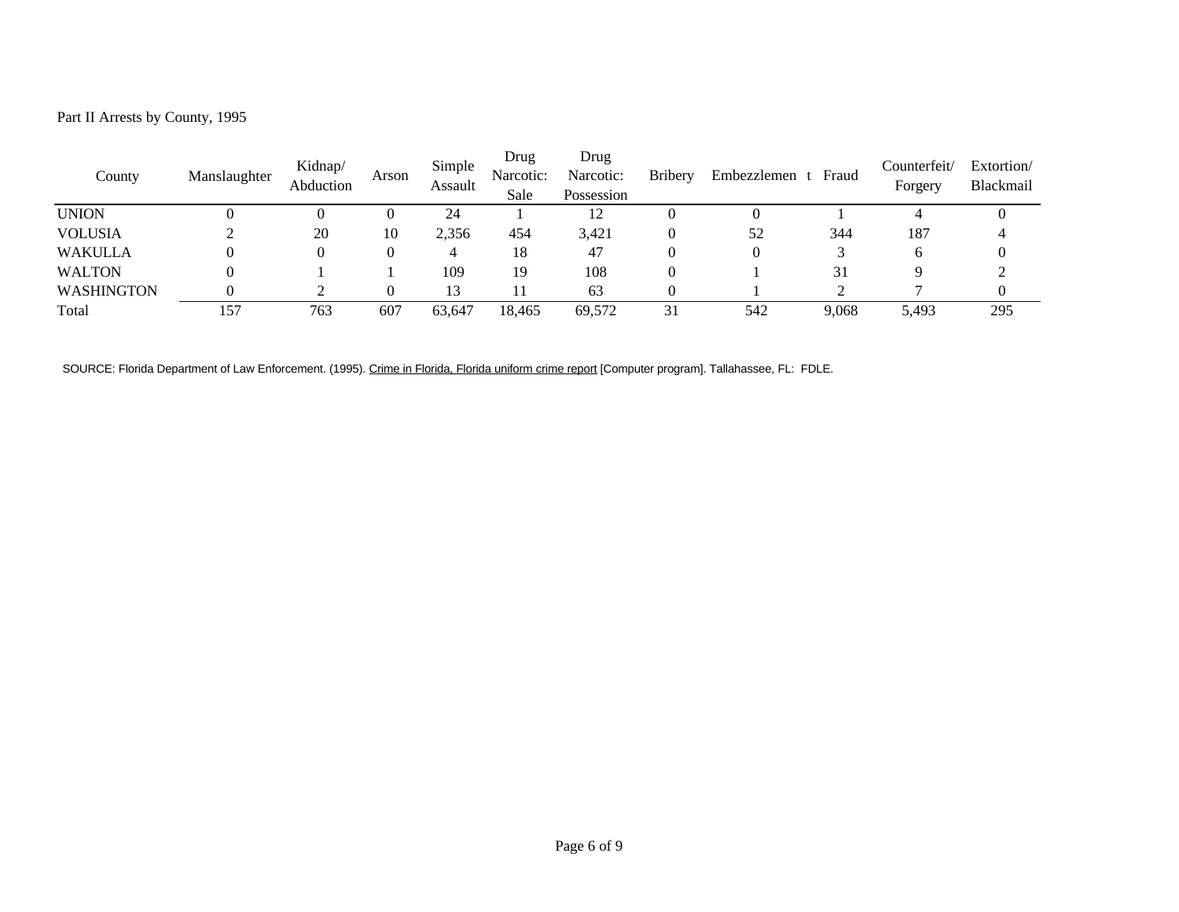Part II Arrests by County, 1995

| County | Manslaughter | Kidnap/ Abduction | Arson | Simple Assault | Drug Narcotic: Sale | Drug Narcotic: Possession | Bribery | Embezzlemen t | Fraud | Counterfeit/ Forgery | Extortion/ Blackmail |
|---|---|---|---|---|---|---|---|---|---|---|---|
| UNION | 0 | 0 | 0 | 24 | 1 | 12 | 0 | 0 | 1 | 4 | 0 |
| VOLUSIA | 2 | 20 | 10 | 2,356 | 454 | 3,421 | 0 | 52 | 344 | 187 | 4 |
| WAKULLA | 0 | 0 | 0 | 4 | 18 | 47 | 0 | 0 | 3 | 6 | 0 |
| WALTON | 0 | 1 | 1 | 109 | 19 | 108 | 0 | 1 | 31 | 9 | 2 |
| WASHINGTON | 0 | 2 | 0 | 13 | 11 | 63 | 0 | 1 | 2 | 7 | 0 |
| Total | 157 | 763 | 607 | 63,647 | 18,465 | 69,572 | 31 | 542 | 9,068 | 5,493 | 295 |

SOURCE: Florida Department of Law Enforcement. (1995). Crime in Florida, Florida uniform crime report [Computer program]. Tallahassee, FL: FDLE.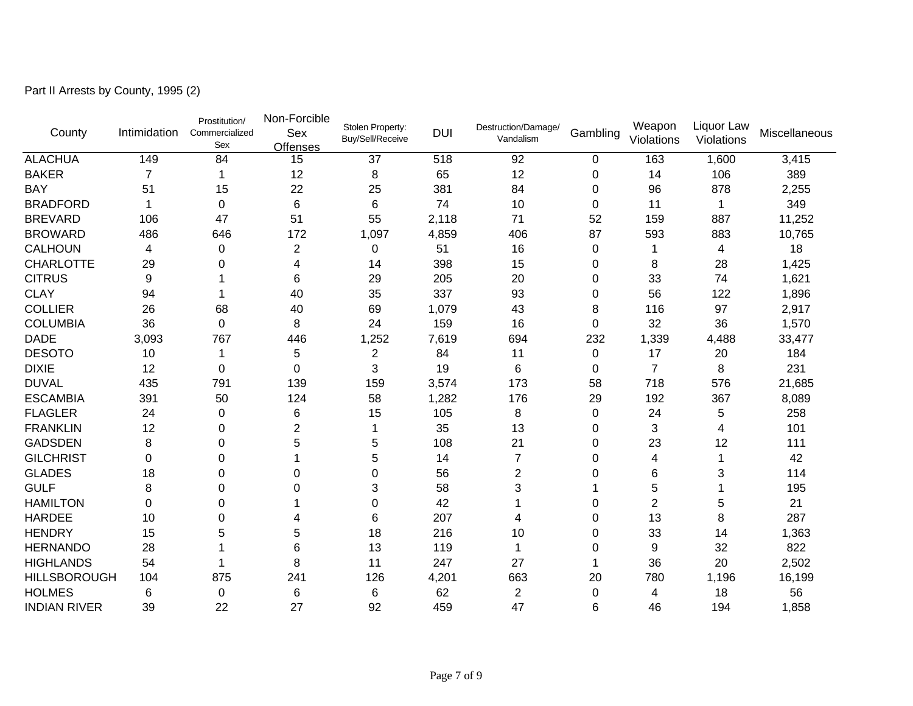Part II Arrests by County, 1995 (2)

| County | Intimidation | Prostitution/ Commercialized Sex | Non-Forcible Sex Offenses | Stolen Property: Buy/Sell/Receive | DUI | Destruction/Damage/ Vandalism | Gambling | Weapon Violations | Liquor Law Violations | Miscellaneous |
|---|---|---|---|---|---|---|---|---|---|---|
| ALACHUA | 149 | 84 | 15 | 37 | 518 | 92 | 0 | 163 | 1,600 | 3,415 |
| BAKER | 7 | 1 | 12 | 8 | 65 | 12 | 0 | 14 | 106 | 389 |
| BAY | 51 | 15 | 22 | 25 | 381 | 84 | 0 | 96 | 878 | 2,255 |
| BRADFORD | 1 | 0 | 6 | 6 | 74 | 10 | 0 | 11 | 1 | 349 |
| BREVARD | 106 | 47 | 51 | 55 | 2,118 | 71 | 52 | 159 | 887 | 11,252 |
| BROWARD | 486 | 646 | 172 | 1,097 | 4,859 | 406 | 87 | 593 | 883 | 10,765 |
| CALHOUN | 4 | 0 | 2 | 0 | 51 | 16 | 0 | 1 | 4 | 18 |
| CHARLOTTE | 29 | 0 | 4 | 14 | 398 | 15 | 0 | 8 | 28 | 1,425 |
| CITRUS | 9 | 1 | 6 | 29 | 205 | 20 | 0 | 33 | 74 | 1,621 |
| CLAY | 94 | 1 | 40 | 35 | 337 | 93 | 0 | 56 | 122 | 1,896 |
| COLLIER | 26 | 68 | 40 | 69 | 1,079 | 43 | 8 | 116 | 97 | 2,917 |
| COLUMBIA | 36 | 0 | 8 | 24 | 159 | 16 | 0 | 32 | 36 | 1,570 |
| DADE | 3,093 | 767 | 446 | 1,252 | 7,619 | 694 | 232 | 1,339 | 4,488 | 33,477 |
| DESOTO | 10 | 1 | 5 | 2 | 84 | 11 | 0 | 17 | 20 | 184 |
| DIXIE | 12 | 0 | 0 | 3 | 19 | 6 | 0 | 7 | 8 | 231 |
| DUVAL | 435 | 791 | 139 | 159 | 3,574 | 173 | 58 | 718 | 576 | 21,685 |
| ESCAMBIA | 391 | 50 | 124 | 58 | 1,282 | 176 | 29 | 192 | 367 | 8,089 |
| FLAGLER | 24 | 0 | 6 | 15 | 105 | 8 | 0 | 24 | 5 | 258 |
| FRANKLIN | 12 | 0 | 2 | 1 | 35 | 13 | 0 | 3 | 4 | 101 |
| GADSDEN | 8 | 0 | 5 | 5 | 108 | 21 | 0 | 23 | 12 | 111 |
| GILCHRIST | 0 | 0 | 1 | 5 | 14 | 7 | 0 | 4 | 1 | 42 |
| GLADES | 18 | 0 | 0 | 0 | 56 | 2 | 0 | 6 | 3 | 114 |
| GULF | 8 | 0 | 0 | 3 | 58 | 3 | 1 | 5 | 1 | 195 |
| HAMILTON | 0 | 0 | 1 | 0 | 42 | 1 | 0 | 2 | 5 | 21 |
| HARDEE | 10 | 0 | 4 | 6 | 207 | 4 | 0 | 13 | 8 | 287 |
| HENDRY | 15 | 5 | 5 | 18 | 216 | 10 | 0 | 33 | 14 | 1,363 |
| HERNANDO | 28 | 1 | 6 | 13 | 119 | 1 | 0 | 9 | 32 | 822 |
| HIGHLANDS | 54 | 1 | 8 | 11 | 247 | 27 | 1 | 36 | 20 | 2,502 |
| HILLSBOROUGH | 104 | 875 | 241 | 126 | 4,201 | 663 | 20 | 780 | 1,196 | 16,199 |
| HOLMES | 6 | 0 | 6 | 6 | 62 | 2 | 0 | 4 | 18 | 56 |
| INDIAN RIVER | 39 | 22 | 27 | 92 | 459 | 47 | 6 | 46 | 194 | 1,858 |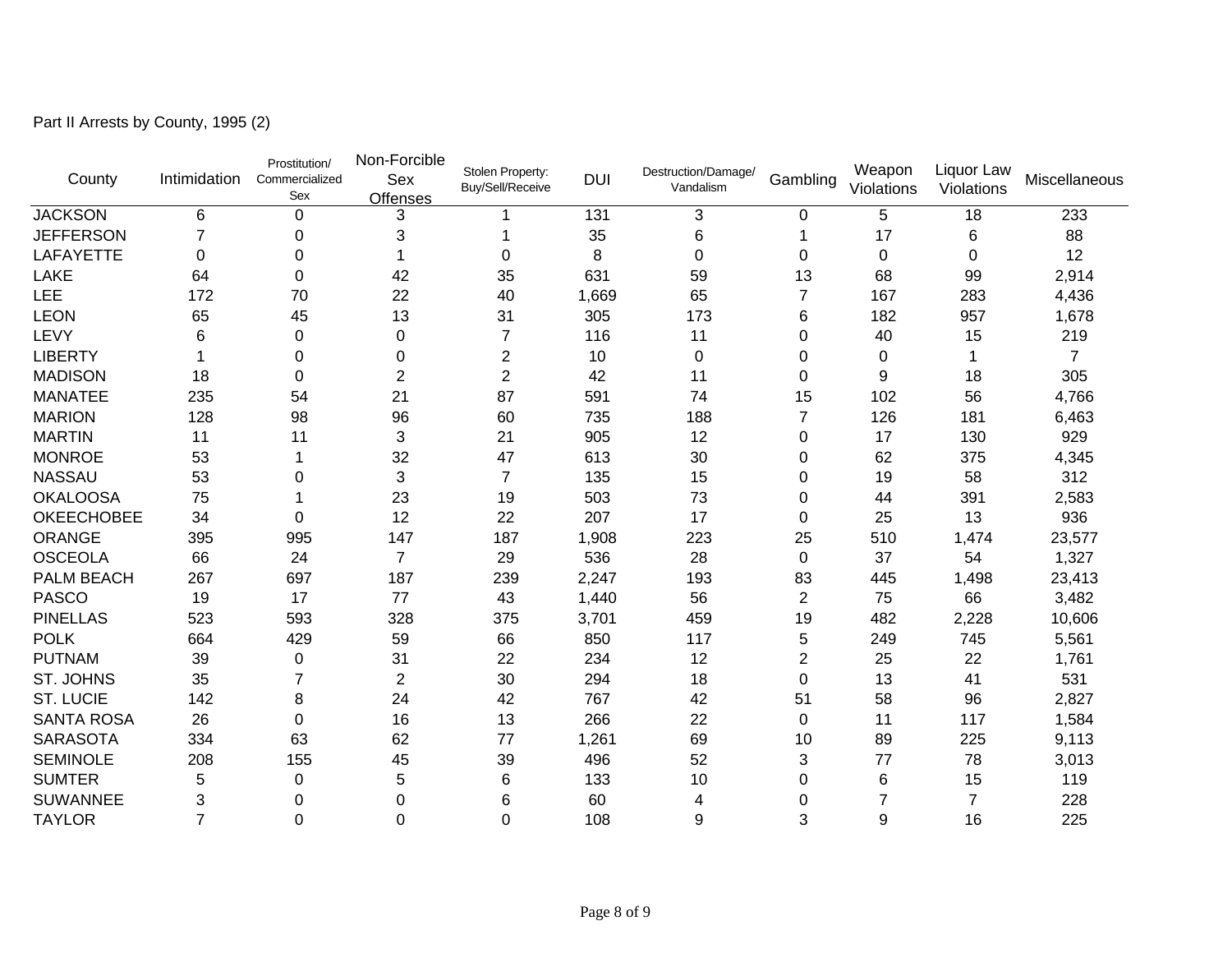Part II Arrests by County, 1995 (2)

| County | Intimidation | Prostitution/ Commercialized Sex | Non-Forcible Sex Offenses | Stolen Property: Buy/Sell/Receive | DUI | Destruction/Damage/ Vandalism | Gambling | Weapon Violations | Liquor Law Violations | Miscellaneous |
|---|---|---|---|---|---|---|---|---|---|---|
| JACKSON | 6 | 0 | 3 | 1 | 131 | 3 | 0 | 5 | 18 | 233 |
| JEFFERSON | 7 | 0 | 3 | 1 | 35 | 6 | 1 | 17 | 6 | 88 |
| LAFAYETTE | 0 | 0 | 1 | 0 | 8 | 0 | 0 | 0 | 0 | 12 |
| LAKE | 64 | 0 | 42 | 35 | 631 | 59 | 13 | 68 | 99 | 2,914 |
| LEE | 172 | 70 | 22 | 40 | 1,669 | 65 | 7 | 167 | 283 | 4,436 |
| LEON | 65 | 45 | 13 | 31 | 305 | 173 | 6 | 182 | 957 | 1,678 |
| LEVY | 6 | 0 | 0 | 7 | 116 | 11 | 0 | 40 | 15 | 219 |
| LIBERTY | 1 | 0 | 0 | 2 | 10 | 0 | 0 | 0 | 1 | 7 |
| MADISON | 18 | 0 | 2 | 2 | 42 | 11 | 0 | 9 | 18 | 305 |
| MANATEE | 235 | 54 | 21 | 87 | 591 | 74 | 15 | 102 | 56 | 4,766 |
| MARION | 128 | 98 | 96 | 60 | 735 | 188 | 7 | 126 | 181 | 6,463 |
| MARTIN | 11 | 11 | 3 | 21 | 905 | 12 | 0 | 17 | 130 | 929 |
| MONROE | 53 | 1 | 32 | 47 | 613 | 30 | 0 | 62 | 375 | 4,345 |
| NASSAU | 53 | 0 | 3 | 7 | 135 | 15 | 0 | 19 | 58 | 312 |
| OKALOOSA | 75 | 1 | 23 | 19 | 503 | 73 | 0 | 44 | 391 | 2,583 |
| OKEECHOBEE | 34 | 0 | 12 | 22 | 207 | 17 | 0 | 25 | 13 | 936 |
| ORANGE | 395 | 995 | 147 | 187 | 1,908 | 223 | 25 | 510 | 1,474 | 23,577 |
| OSCEOLA | 66 | 24 | 7 | 29 | 536 | 28 | 0 | 37 | 54 | 1,327 |
| PALM BEACH | 267 | 697 | 187 | 239 | 2,247 | 193 | 83 | 445 | 1,498 | 23,413 |
| PASCO | 19 | 17 | 77 | 43 | 1,440 | 56 | 2 | 75 | 66 | 3,482 |
| PINELLAS | 523 | 593 | 328 | 375 | 3,701 | 459 | 19 | 482 | 2,228 | 10,606 |
| POLK | 664 | 429 | 59 | 66 | 850 | 117 | 5 | 249 | 745 | 5,561 |
| PUTNAM | 39 | 0 | 31 | 22 | 234 | 12 | 2 | 25 | 22 | 1,761 |
| ST. JOHNS | 35 | 7 | 2 | 30 | 294 | 18 | 0 | 13 | 41 | 531 |
| ST. LUCIE | 142 | 8 | 24 | 42 | 767 | 42 | 51 | 58 | 96 | 2,827 |
| SANTA ROSA | 26 | 0 | 16 | 13 | 266 | 22 | 0 | 11 | 117 | 1,584 |
| SARASOTA | 334 | 63 | 62 | 77 | 1,261 | 69 | 10 | 89 | 225 | 9,113 |
| SEMINOLE | 208 | 155 | 45 | 39 | 496 | 52 | 3 | 77 | 78 | 3,013 |
| SUMTER | 5 | 0 | 5 | 6 | 133 | 10 | 0 | 6 | 15 | 119 |
| SUWANNEE | 3 | 0 | 0 | 6 | 60 | 4 | 0 | 7 | 7 | 228 |
| TAYLOR | 7 | 0 | 0 | 0 | 108 | 9 | 3 | 9 | 16 | 225 |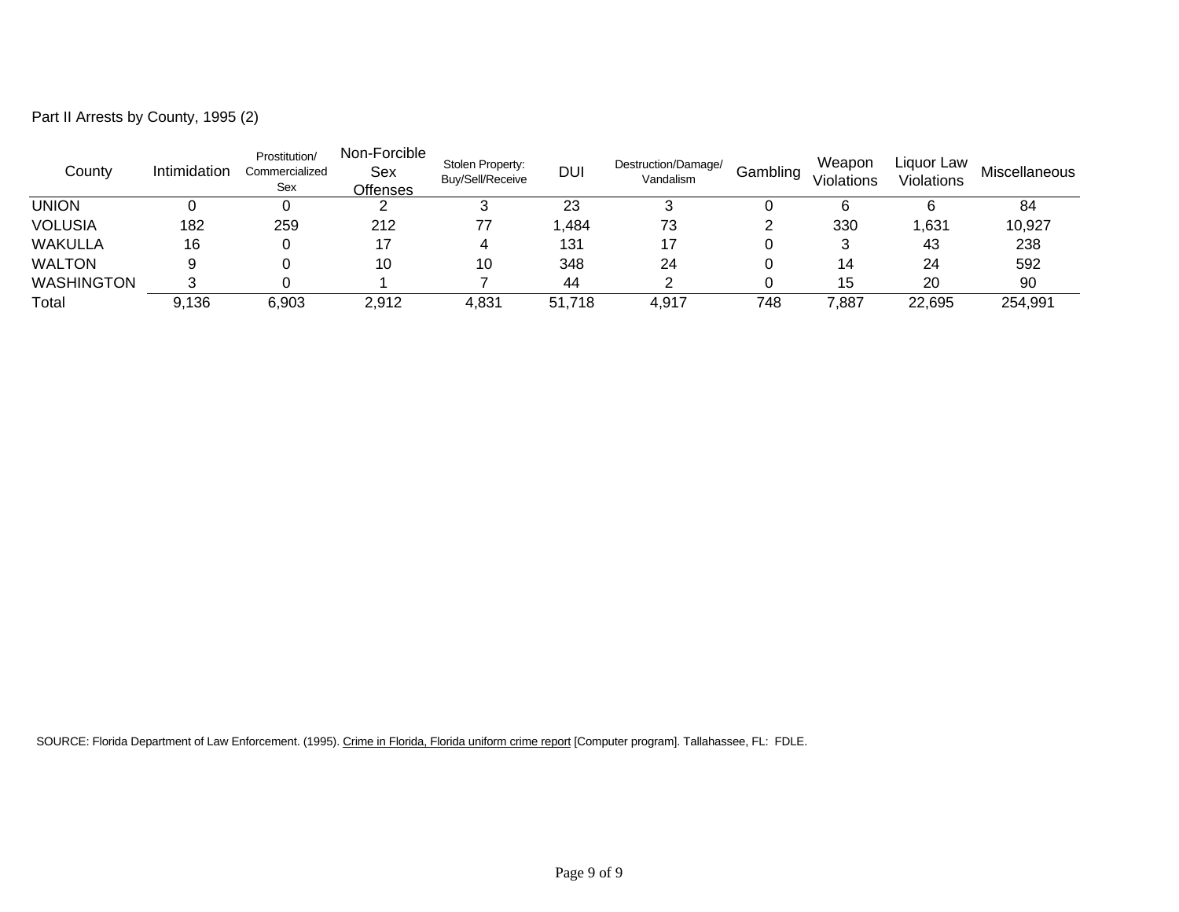Part II Arrests by County, 1995 (2)

| County | Intimidation | Prostitution/ Commercialized Sex | Non-Forcible Sex Offenses | Stolen Property: Buy/Sell/Receive | DUI | Destruction/Damage/ Vandalism | Gambling | Weapon Violations | Liquor Law Violations | Miscellaneous |
|---|---|---|---|---|---|---|---|---|---|---|
| UNION | 0 | 0 | 2 | 3 | 23 | 3 | 0 | 6 | 6 | 84 |
| VOLUSIA | 182 | 259 | 212 | 77 | 1,484 | 73 | 2 | 330 | 1,631 | 10,927 |
| WAKULLA | 16 | 0 | 17 | 4 | 131 | 17 | 0 | 3 | 43 | 238 |
| WALTON | 9 | 0 | 10 | 10 | 348 | 24 | 0 | 14 | 24 | 592 |
| WASHINGTON | 3 | 0 | 1 | 7 | 44 | 2 | 0 | 15 | 20 | 90 |
| Total | 9,136 | 6,903 | 2,912 | 4,831 | 51,718 | 4,917 | 748 | 7,887 | 22,695 | 254,991 |

SOURCE: Florida Department of Law Enforcement. (1995). Crime in Florida, Florida uniform crime report [Computer program]. Tallahassee, FL: FDLE.